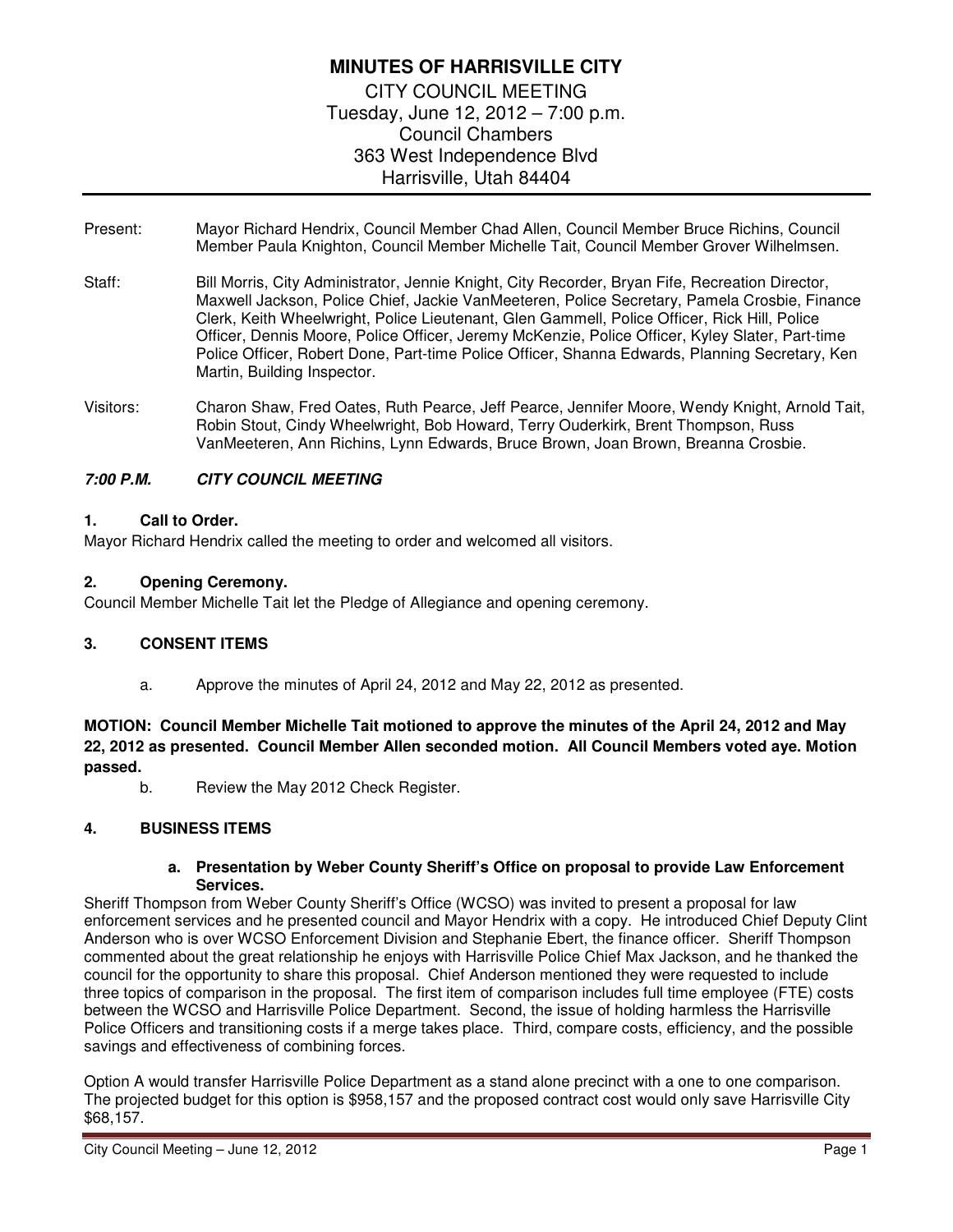# MINUTES OF HARRISVILLE CITY

CITY COUNCIL MEETING
Tuesday, June 12, 2012 – 7:00 p.m.
Council Chambers
363 West Independence Blvd
Harrisville, Utah 84404

Present: Mayor Richard Hendrix, Council Member Chad Allen, Council Member Bruce Richins, Council Member Paula Knighton, Council Member Michelle Tait, Council Member Grover Wilhelmsen.

Staff: Bill Morris, City Administrator, Jennie Knight, City Recorder, Bryan Fife, Recreation Director, Maxwell Jackson, Police Chief, Jackie VanMeeteren, Police Secretary, Pamela Crosbie, Finance Clerk, Keith Wheelwright, Police Lieutenant, Glen Gammell, Police Officer, Rick Hill, Police Officer, Dennis Moore, Police Officer, Jeremy McKenzie, Police Officer, Kyley Slater, Part-time Police Officer, Robert Done, Part-time Police Officer, Shanna Edwards, Planning Secretary, Ken Martin, Building Inspector.

Visitors: Charon Shaw, Fred Oates, Ruth Pearce, Jeff Pearce, Jennifer Moore, Wendy Knight, Arnold Tait, Robin Stout, Cindy Wheelwright, Bob Howard, Terry Ouderkirk, Brent Thompson, Russ VanMeeteren, Ann Richins, Lynn Edwards, Bruce Brown, Joan Brown, Breanna Crosbie.

***7:00 P.M. CITY COUNCIL MEETING***

**1. Call to Order.**

Mayor Richard Hendrix called the meeting to order and welcomed all visitors.

**2. Opening Ceremony.**

Council Member Michelle Tait let the Pledge of Allegiance and opening ceremony.

**3. CONSENT ITEMS**

a. Approve the minutes of April 24, 2012 and May 22, 2012 as presented.

**MOTION: Council Member Michelle Tait motioned to approve the minutes of the April 24, 2012 and May 22, 2012 as presented. Council Member Allen seconded motion. All Council Members voted aye. Motion passed.**

b. Review the May 2012 Check Register.

**4. BUSINESS ITEMS**

**a. Presentation by Weber County Sheriff's Office on proposal to provide Law Enforcement Services.**

Sheriff Thompson from Weber County Sheriff's Office (WCSO) was invited to present a proposal for law enforcement services and he presented council and Mayor Hendrix with a copy. He introduced Chief Deputy Clint Anderson who is over WCSO Enforcement Division and Stephanie Ebert, the finance officer. Sheriff Thompson commented about the great relationship he enjoys with Harrisville Police Chief Max Jackson, and he thanked the council for the opportunity to share this proposal. Chief Anderson mentioned they were requested to include three topics of comparison in the proposal. The first item of comparison includes full time employee (FTE) costs between the WCSO and Harrisville Police Department. Second, the issue of holding harmless the Harrisville Police Officers and transitioning costs if a merge takes place. Third, compare costs, efficiency, and the possible savings and effectiveness of combining forces.

Option A would transfer Harrisville Police Department as a stand alone precinct with a one to one comparison. The projected budget for this option is $958,157 and the proposed contract cost would only save Harrisville City $68,157.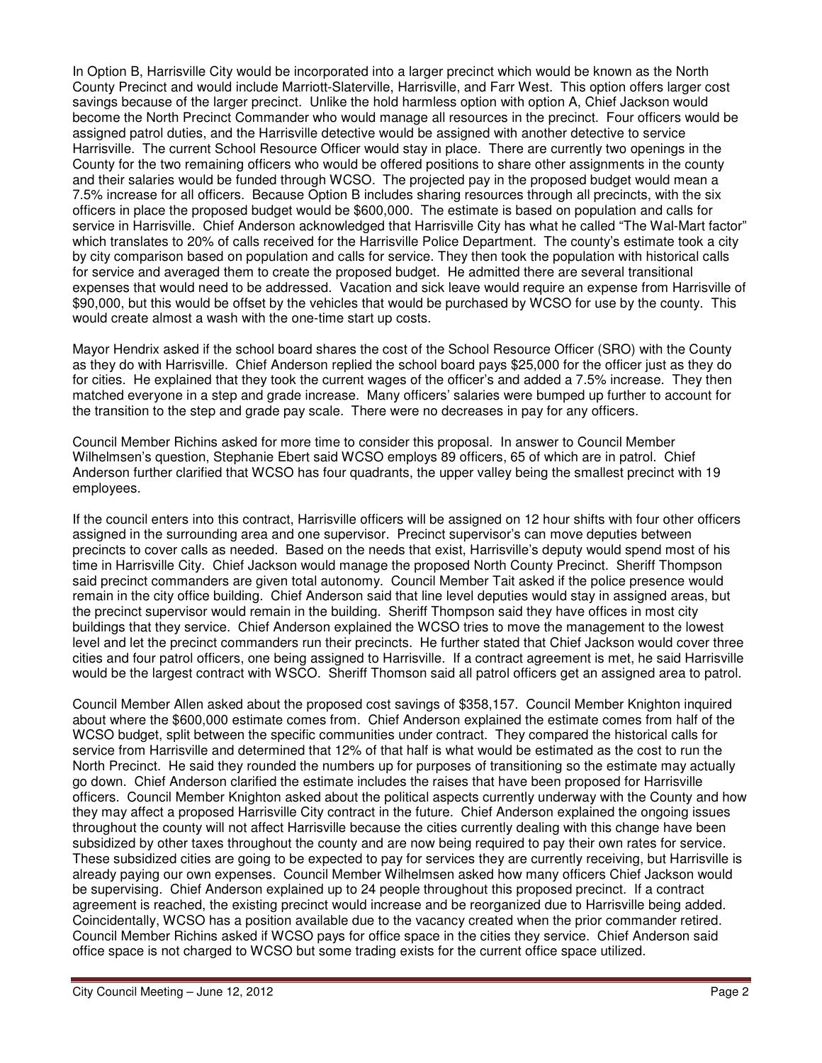In Option B, Harrisville City would be incorporated into a larger precinct which would be known as the North County Precinct and would include Marriott-Slaterville, Harrisville, and Farr West. This option offers larger cost savings because of the larger precinct. Unlike the hold harmless option with option A, Chief Jackson would become the North Precinct Commander who would manage all resources in the precinct. Four officers would be assigned patrol duties, and the Harrisville detective would be assigned with another detective to service Harrisville. The current School Resource Officer would stay in place. There are currently two openings in the County for the two remaining officers who would be offered positions to share other assignments in the county and their salaries would be funded through WCSO. The projected pay in the proposed budget would mean a 7.5% increase for all officers. Because Option B includes sharing resources through all precincts, with the six officers in place the proposed budget would be $600,000. The estimate is based on population and calls for service in Harrisville. Chief Anderson acknowledged that Harrisville City has what he called "The Wal-Mart factor" which translates to 20% of calls received for the Harrisville Police Department. The county's estimate took a city by city comparison based on population and calls for service. They then took the population with historical calls for service and averaged them to create the proposed budget. He admitted there are several transitional expenses that would need to be addressed. Vacation and sick leave would require an expense from Harrisville of $90,000, but this would be offset by the vehicles that would be purchased by WCSO for use by the county. This would create almost a wash with the one-time start up costs.

Mayor Hendrix asked if the school board shares the cost of the School Resource Officer (SRO) with the County as they do with Harrisville. Chief Anderson replied the school board pays $25,000 for the officer just as they do for cities. He explained that they took the current wages of the officer's and added a 7.5% increase. They then matched everyone in a step and grade increase. Many officers' salaries were bumped up further to account for the transition to the step and grade pay scale. There were no decreases in pay for any officers.

Council Member Richins asked for more time to consider this proposal. In answer to Council Member Wilhelmsen's question, Stephanie Ebert said WCSO employs 89 officers, 65 of which are in patrol. Chief Anderson further clarified that WCSO has four quadrants, the upper valley being the smallest precinct with 19 employees.

If the council enters into this contract, Harrisville officers will be assigned on 12 hour shifts with four other officers assigned in the surrounding area and one supervisor. Precinct supervisor's can move deputies between precincts to cover calls as needed. Based on the needs that exist, Harrisville's deputy would spend most of his time in Harrisville City. Chief Jackson would manage the proposed North County Precinct. Sheriff Thompson said precinct commanders are given total autonomy. Council Member Tait asked if the police presence would remain in the city office building. Chief Anderson said that line level deputies would stay in assigned areas, but the precinct supervisor would remain in the building. Sheriff Thompson said they have offices in most city buildings that they service. Chief Anderson explained the WCSO tries to move the management to the lowest level and let the precinct commanders run their precincts. He further stated that Chief Jackson would cover three cities and four patrol officers, one being assigned to Harrisville. If a contract agreement is met, he said Harrisville would be the largest contract with WSCO. Sheriff Thomson said all patrol officers get an assigned area to patrol.

Council Member Allen asked about the proposed cost savings of $358,157. Council Member Knighton inquired about where the $600,000 estimate comes from. Chief Anderson explained the estimate comes from half of the WCSO budget, split between the specific communities under contract. They compared the historical calls for service from Harrisville and determined that 12% of that half is what would be estimated as the cost to run the North Precinct. He said they rounded the numbers up for purposes of transitioning so the estimate may actually go down. Chief Anderson clarified the estimate includes the raises that have been proposed for Harrisville officers. Council Member Knighton asked about the political aspects currently underway with the County and how they may affect a proposed Harrisville City contract in the future. Chief Anderson explained the ongoing issues throughout the county will not affect Harrisville because the cities currently dealing with this change have been subsidized by other taxes throughout the county and are now being required to pay their own rates for service. These subsidized cities are going to be expected to pay for services they are currently receiving, but Harrisville is already paying our own expenses. Council Member Wilhelmsen asked how many officers Chief Jackson would be supervising. Chief Anderson explained up to 24 people throughout this proposed precinct. If a contract agreement is reached, the existing precinct would increase and be reorganized due to Harrisville being added. Coincidentally, WCSO has a position available due to the vacancy created when the prior commander retired. Council Member Richins asked if WCSO pays for office space in the cities they service. Chief Anderson said office space is not charged to WCSO but some trading exists for the current office space utilized.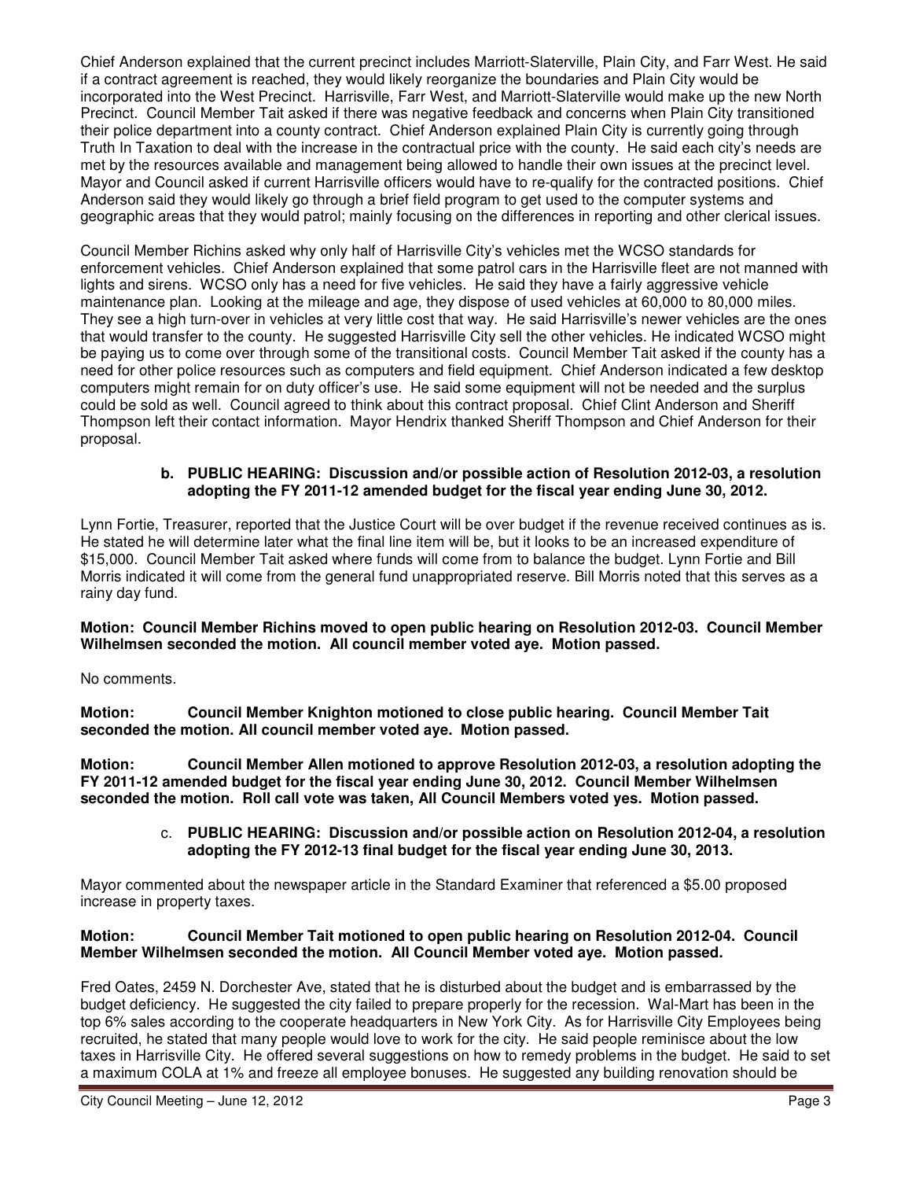Chief Anderson explained that the current precinct includes Marriott-Slaterville, Plain City, and Farr West. He said if a contract agreement is reached, they would likely reorganize the boundaries and Plain City would be incorporated into the West Precinct. Harrisville, Farr West, and Marriott-Slaterville would make up the new North Precinct. Council Member Tait asked if there was negative feedback and concerns when Plain City transitioned their police department into a county contract. Chief Anderson explained Plain City is currently going through Truth In Taxation to deal with the increase in the contractual price with the county. He said each city's needs are met by the resources available and management being allowed to handle their own issues at the precinct level. Mayor and Council asked if current Harrisville officers would have to re-qualify for the contracted positions. Chief Anderson said they would likely go through a brief field program to get used to the computer systems and geographic areas that they would patrol; mainly focusing on the differences in reporting and other clerical issues.

Council Member Richins asked why only half of Harrisville City's vehicles met the WCSO standards for enforcement vehicles. Chief Anderson explained that some patrol cars in the Harrisville fleet are not manned with lights and sirens. WCSO only has a need for five vehicles. He said they have a fairly aggressive vehicle maintenance plan. Looking at the mileage and age, they dispose of used vehicles at 60,000 to 80,000 miles. They see a high turn-over in vehicles at very little cost that way. He said Harrisville's newer vehicles are the ones that would transfer to the county. He suggested Harrisville City sell the other vehicles. He indicated WCSO might be paying us to come over through some of the transitional costs. Council Member Tait asked if the county has a need for other police resources such as computers and field equipment. Chief Anderson indicated a few desktop computers might remain for on duty officer's use. He said some equipment will not be needed and the surplus could be sold as well. Council agreed to think about this contract proposal. Chief Clint Anderson and Sheriff Thompson left their contact information. Mayor Hendrix thanked Sheriff Thompson and Chief Anderson for their proposal.

**b. PUBLIC HEARING: Discussion and/or possible action of Resolution 2012-03, a resolution adopting the FY 2011-12 amended budget for the fiscal year ending June 30, 2012.**

Lynn Fortie, Treasurer, reported that the Justice Court will be over budget if the revenue received continues as is. He stated he will determine later what the final line item will be, but it looks to be an increased expenditure of $15,000. Council Member Tait asked where funds will come from to balance the budget. Lynn Fortie and Bill Morris indicated it will come from the general fund unappropriated reserve. Bill Morris noted that this serves as a rainy day fund.

**Motion: Council Member Richins moved to open public hearing on Resolution 2012-03. Council Member Wilhelmsen seconded the motion. All council member voted aye. Motion passed.**

No comments.

**Motion: Council Member Knighton motioned to close public hearing. Council Member Tait seconded the motion. All council member voted aye. Motion passed.**

**Motion: Council Member Allen motioned to approve Resolution 2012-03, a resolution adopting the FY 2011-12 amended budget for the fiscal year ending June 30, 2012. Council Member Wilhelmsen seconded the motion. Roll call vote was taken, All Council Members voted yes. Motion passed.**

**c. PUBLIC HEARING: Discussion and/or possible action on Resolution 2012-04, a resolution adopting the FY 2012-13 final budget for the fiscal year ending June 30, 2013.**

Mayor commented about the newspaper article in the Standard Examiner that referenced a $5.00 proposed increase in property taxes.

**Motion: Council Member Tait motioned to open public hearing on Resolution 2012-04. Council Member Wilhelmsen seconded the motion. All Council Member voted aye. Motion passed.**

Fred Oates, 2459 N. Dorchester Ave, stated that he is disturbed about the budget and is embarrassed by the budget deficiency. He suggested the city failed to prepare properly for the recession. Wal-Mart has been in the top 6% sales according to the cooperate headquarters in New York City. As for Harrisville City Employees being recruited, he stated that many people would love to work for the city. He said people reminisce about the low taxes in Harrisville City. He offered several suggestions on how to remedy problems in the budget. He said to set a maximum COLA at 1% and freeze all employee bonuses. He suggested any building renovation should be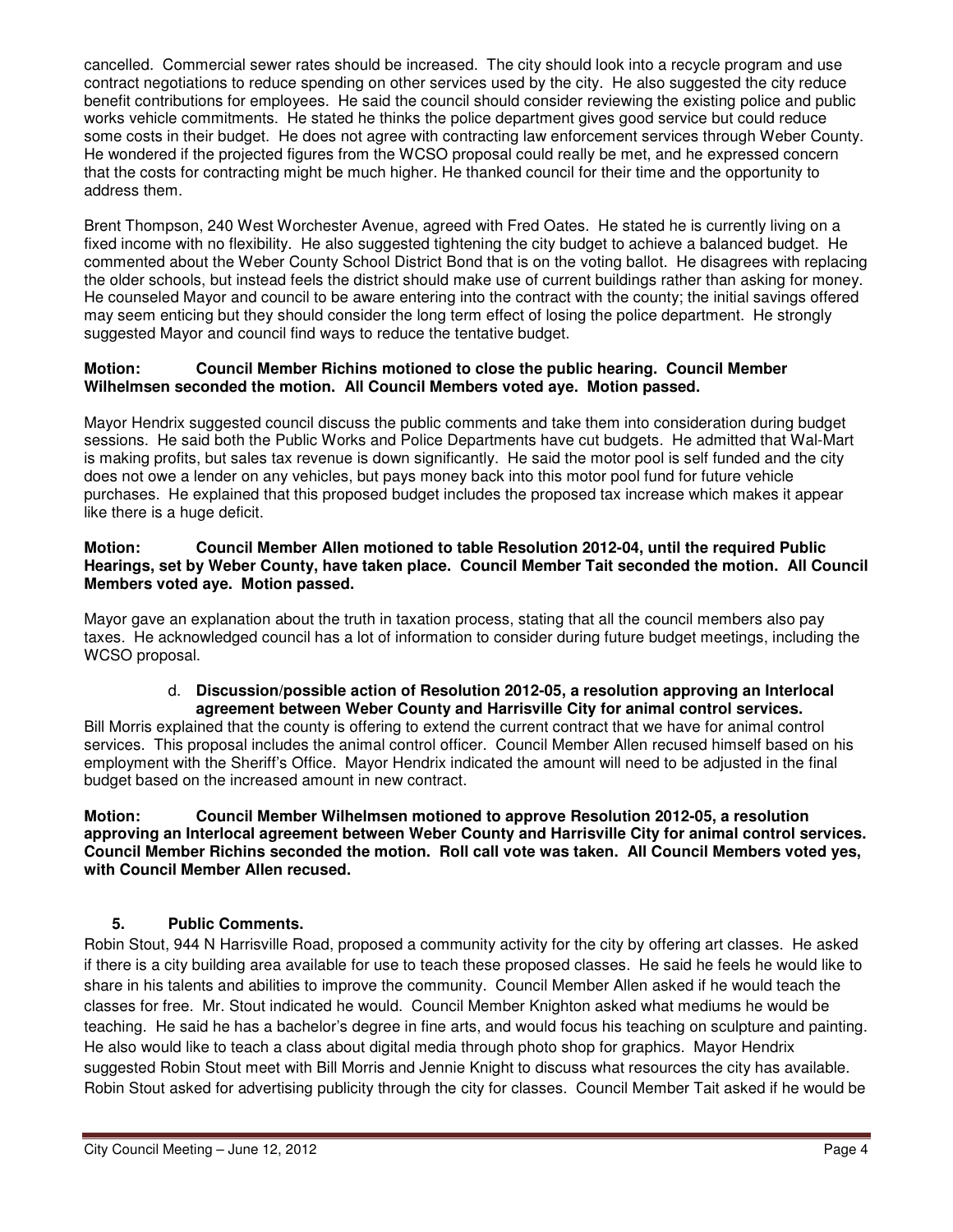cancelled. Commercial sewer rates should be increased. The city should look into a recycle program and use contract negotiations to reduce spending on other services used by the city. He also suggested the city reduce benefit contributions for employees. He said the council should consider reviewing the existing police and public works vehicle commitments. He stated he thinks the police department gives good service but could reduce some costs in their budget. He does not agree with contracting law enforcement services through Weber County. He wondered if the projected figures from the WCSO proposal could really be met, and he expressed concern that the costs for contracting might be much higher. He thanked council for their time and the opportunity to address them.

Brent Thompson, 240 West Worchester Avenue, agreed with Fred Oates. He stated he is currently living on a fixed income with no flexibility. He also suggested tightening the city budget to achieve a balanced budget. He commented about the Weber County School District Bond that is on the voting ballot. He disagrees with replacing the older schools, but instead feels the district should make use of current buildings rather than asking for money. He counseled Mayor and council to be aware entering into the contract with the county; the initial savings offered may seem enticing but they should consider the long term effect of losing the police department. He strongly suggested Mayor and council find ways to reduce the tentative budget.

**Motion: Council Member Richins motioned to close the public hearing. Council Member Wilhelmsen seconded the motion. All Council Members voted aye. Motion passed.**

Mayor Hendrix suggested council discuss the public comments and take them into consideration during budget sessions. He said both the Public Works and Police Departments have cut budgets. He admitted that Wal-Mart is making profits, but sales tax revenue is down significantly. He said the motor pool is self funded and the city does not owe a lender on any vehicles, but pays money back into this motor pool fund for future vehicle purchases. He explained that this proposed budget includes the proposed tax increase which makes it appear like there is a huge deficit.

**Motion: Council Member Allen motioned to table Resolution 2012-04, until the required Public Hearings, set by Weber County, have taken place. Council Member Tait seconded the motion. All Council Members voted aye. Motion passed.**

Mayor gave an explanation about the truth in taxation process, stating that all the council members also pay taxes. He acknowledged council has a lot of information to consider during future budget meetings, including the WCSO proposal.

d. **Discussion/possible action of Resolution 2012-05, a resolution approving an Interlocal agreement between Weber County and Harrisville City for animal control services.**

Bill Morris explained that the county is offering to extend the current contract that we have for animal control services. This proposal includes the animal control officer. Council Member Allen recused himself based on his employment with the Sheriff's Office. Mayor Hendrix indicated the amount will need to be adjusted in the final budget based on the increased amount in new contract.

**Motion: Council Member Wilhelmsen motioned to approve Resolution 2012-05, a resolution approving an Interlocal agreement between Weber County and Harrisville City for animal control services. Council Member Richins seconded the motion. Roll call vote was taken. All Council Members voted yes, with Council Member Allen recused.**

## 5. Public Comments.

Robin Stout, 944 N Harrisville Road, proposed a community activity for the city by offering art classes. He asked if there is a city building area available for use to teach these proposed classes. He said he feels he would like to share in his talents and abilities to improve the community. Council Member Allen asked if he would teach the classes for free. Mr. Stout indicated he would. Council Member Knighton asked what mediums he would be teaching. He said he has a bachelor's degree in fine arts, and would focus his teaching on sculpture and painting. He also would like to teach a class about digital media through photo shop for graphics. Mayor Hendrix suggested Robin Stout meet with Bill Morris and Jennie Knight to discuss what resources the city has available. Robin Stout asked for advertising publicity through the city for classes. Council Member Tait asked if he would be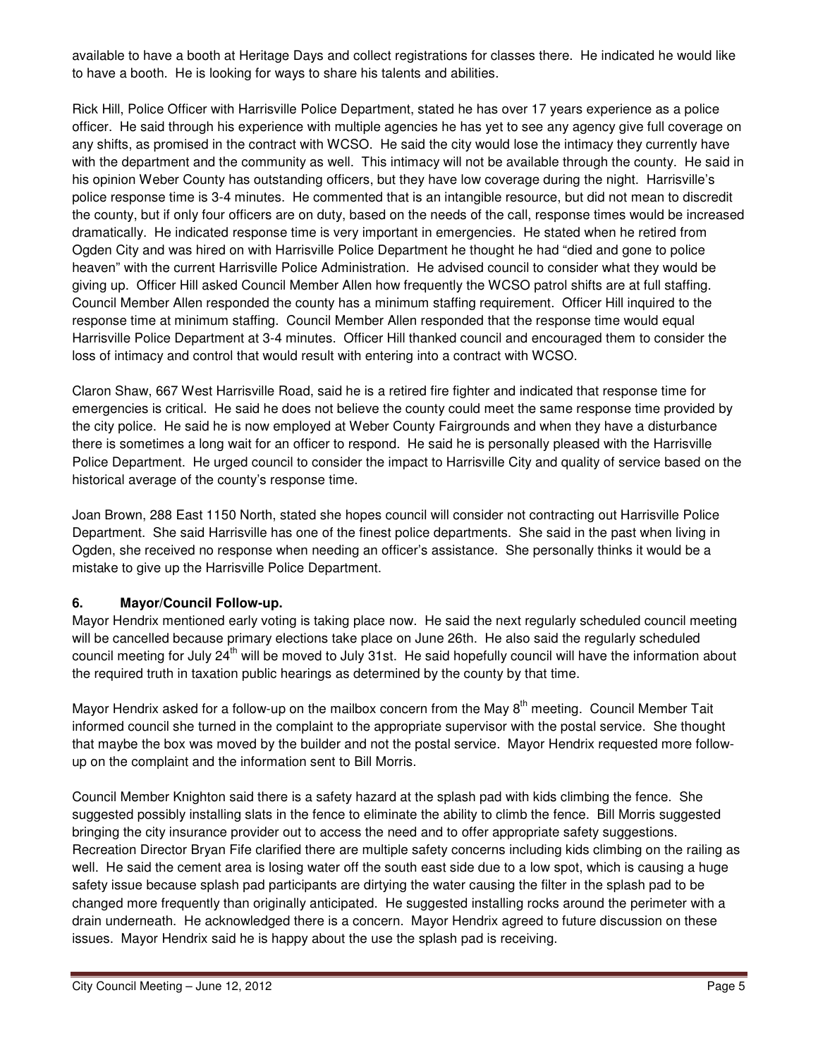available to have a booth at Heritage Days and collect registrations for classes there. He indicated he would like to have a booth. He is looking for ways to share his talents and abilities.

Rick Hill, Police Officer with Harrisville Police Department, stated he has over 17 years experience as a police officer. He said through his experience with multiple agencies he has yet to see any agency give full coverage on any shifts, as promised in the contract with WCSO. He said the city would lose the intimacy they currently have with the department and the community as well. This intimacy will not be available through the county. He said in his opinion Weber County has outstanding officers, but they have low coverage during the night. Harrisville's police response time is 3-4 minutes. He commented that is an intangible resource, but did not mean to discredit the county, but if only four officers are on duty, based on the needs of the call, response times would be increased dramatically. He indicated response time is very important in emergencies. He stated when he retired from Ogden City and was hired on with Harrisville Police Department he thought he had "died and gone to police heaven" with the current Harrisville Police Administration. He advised council to consider what they would be giving up. Officer Hill asked Council Member Allen how frequently the WCSO patrol shifts are at full staffing. Council Member Allen responded the county has a minimum staffing requirement. Officer Hill inquired to the response time at minimum staffing. Council Member Allen responded that the response time would equal Harrisville Police Department at 3-4 minutes. Officer Hill thanked council and encouraged them to consider the loss of intimacy and control that would result with entering into a contract with WCSO.

Claron Shaw, 667 West Harrisville Road, said he is a retired fire fighter and indicated that response time for emergencies is critical. He said he does not believe the county could meet the same response time provided by the city police. He said he is now employed at Weber County Fairgrounds and when they have a disturbance there is sometimes a long wait for an officer to respond. He said he is personally pleased with the Harrisville Police Department. He urged council to consider the impact to Harrisville City and quality of service based on the historical average of the county's response time.

Joan Brown, 288 East 1150 North, stated she hopes council will consider not contracting out Harrisville Police Department. She said Harrisville has one of the finest police departments. She said in the past when living in Ogden, she received no response when needing an officer's assistance. She personally thinks it would be a mistake to give up the Harrisville Police Department.

### 6. Mayor/Council Follow-up.

Mayor Hendrix mentioned early voting is taking place now. He said the next regularly scheduled council meeting will be cancelled because primary elections take place on June 26th. He also said the regularly scheduled council meeting for July 24th will be moved to July 31st. He said hopefully council will have the information about the required truth in taxation public hearings as determined by the county by that time.

Mayor Hendrix asked for a follow-up on the mailbox concern from the May 8th meeting. Council Member Tait informed council she turned in the complaint to the appropriate supervisor with the postal service. She thought that maybe the box was moved by the builder and not the postal service. Mayor Hendrix requested more follow-up on the complaint and the information sent to Bill Morris.

Council Member Knighton said there is a safety hazard at the splash pad with kids climbing the fence. She suggested possibly installing slats in the fence to eliminate the ability to climb the fence. Bill Morris suggested bringing the city insurance provider out to access the need and to offer appropriate safety suggestions. Recreation Director Bryan Fife clarified there are multiple safety concerns including kids climbing on the railing as well. He said the cement area is losing water off the south east side due to a low spot, which is causing a huge safety issue because splash pad participants are dirtying the water causing the filter in the splash pad to be changed more frequently than originally anticipated. He suggested installing rocks around the perimeter with a drain underneath. He acknowledged there is a concern. Mayor Hendrix agreed to future discussion on these issues. Mayor Hendrix said he is happy about the use the splash pad is receiving.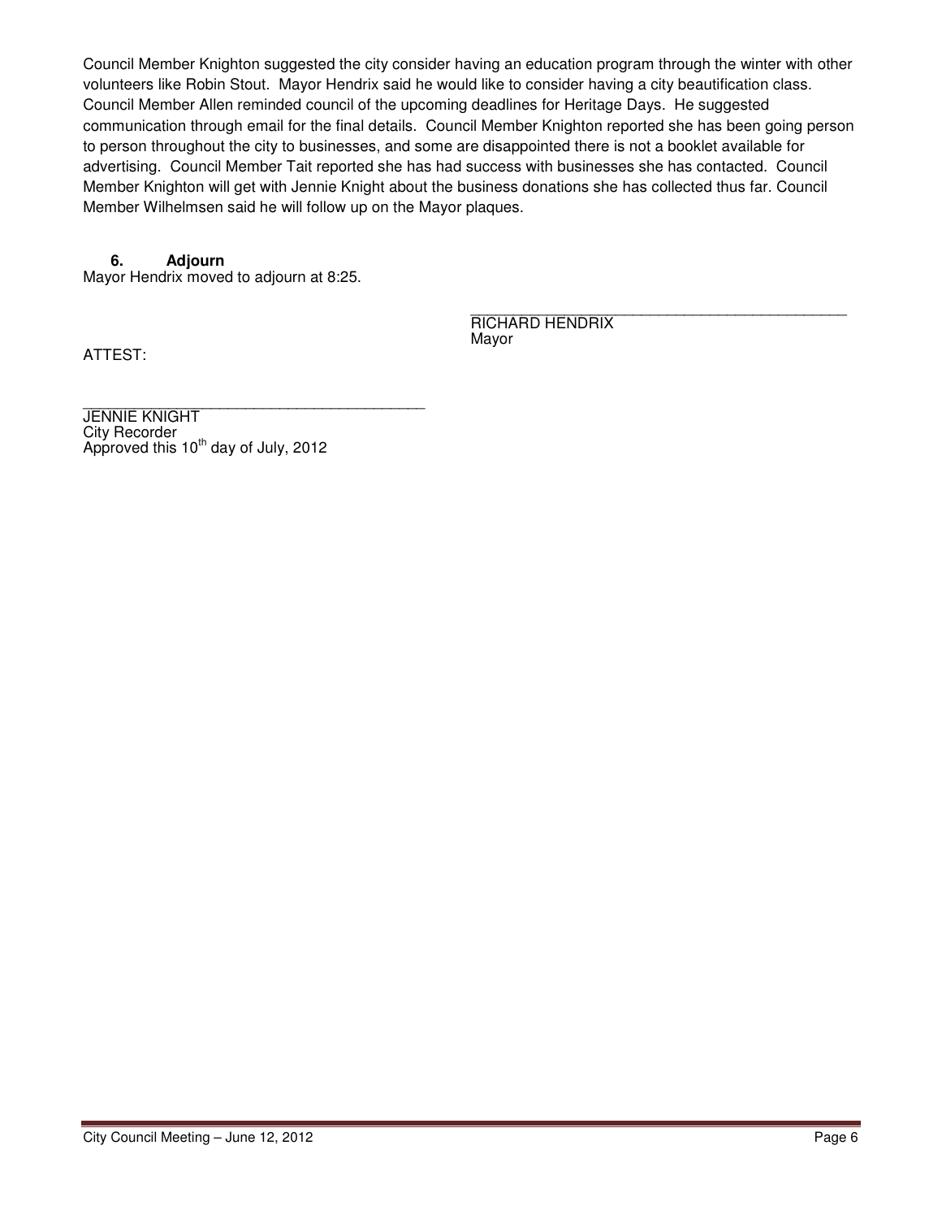Council Member Knighton suggested the city consider having an education program through the winter with other volunteers like Robin Stout. Mayor Hendrix said he would like to consider having a city beautification class. Council Member Allen reminded council of the upcoming deadlines for Heritage Days. He suggested communication through email for the final details. Council Member Knighton reported she has been going person to person throughout the city to businesses, and some are disappointed there is not a booklet available for advertising. Council Member Tait reported she has had success with businesses she has contacted. Council Member Knighton will get with Jennie Knight about the business donations she has collected thus far. Council Member Wilhelmsen said he will follow up on the Mayor plaques.

## 6. Adjourn

Mayor Hendrix moved to adjourn at 8:25.

\_\_\_\_\_\_\_\_\_\_\_\_\_\_\_\_\_\_\_\_\_\_\_\_\_\_\_\_\_\_\_\_\_\_\_\_\_\_\_\_\_\_\_\_
RICHARD HENDRIX
Mayor

ATTEST:

\_\_\_\_\_\_\_\_\_\_\_\_\_\_\_\_\_\_\_\_\_\_\_\_\_\_\_\_\_\_\_\_\_\_\_\_\_\_\_\_\_\_\_\_
JENNIE KNIGHT
City Recorder
Approved this 10th day of July, 2012